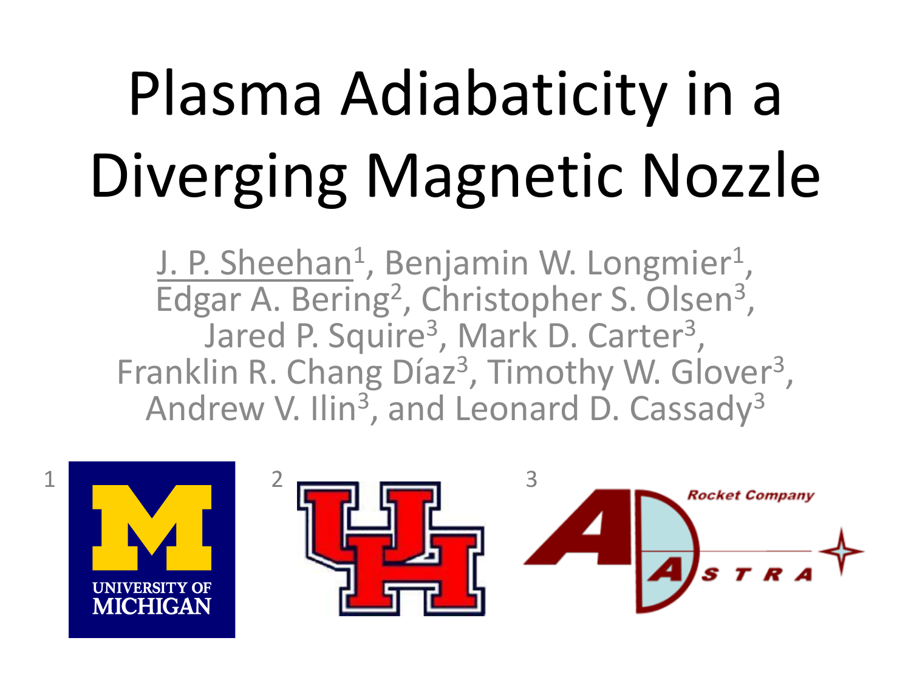# Plasma Adiabaticity in a Diverging Magnetic Nozzle

J. P. Sheehan[1], Benjamin W. Longmier[1], Edgar A. Bering[2], Christopher S. Olsen[3], Jared P. Squire[3], Mark D. Carter[3], Franklin R. Chang Díaz[3], Timothy W. Glover[3], Andrew V. Ilin[3], and Leonard D. Cassady[3]

1 UNIVERSITY OF MICHIGAN

2

3 Rocket Company ASTRA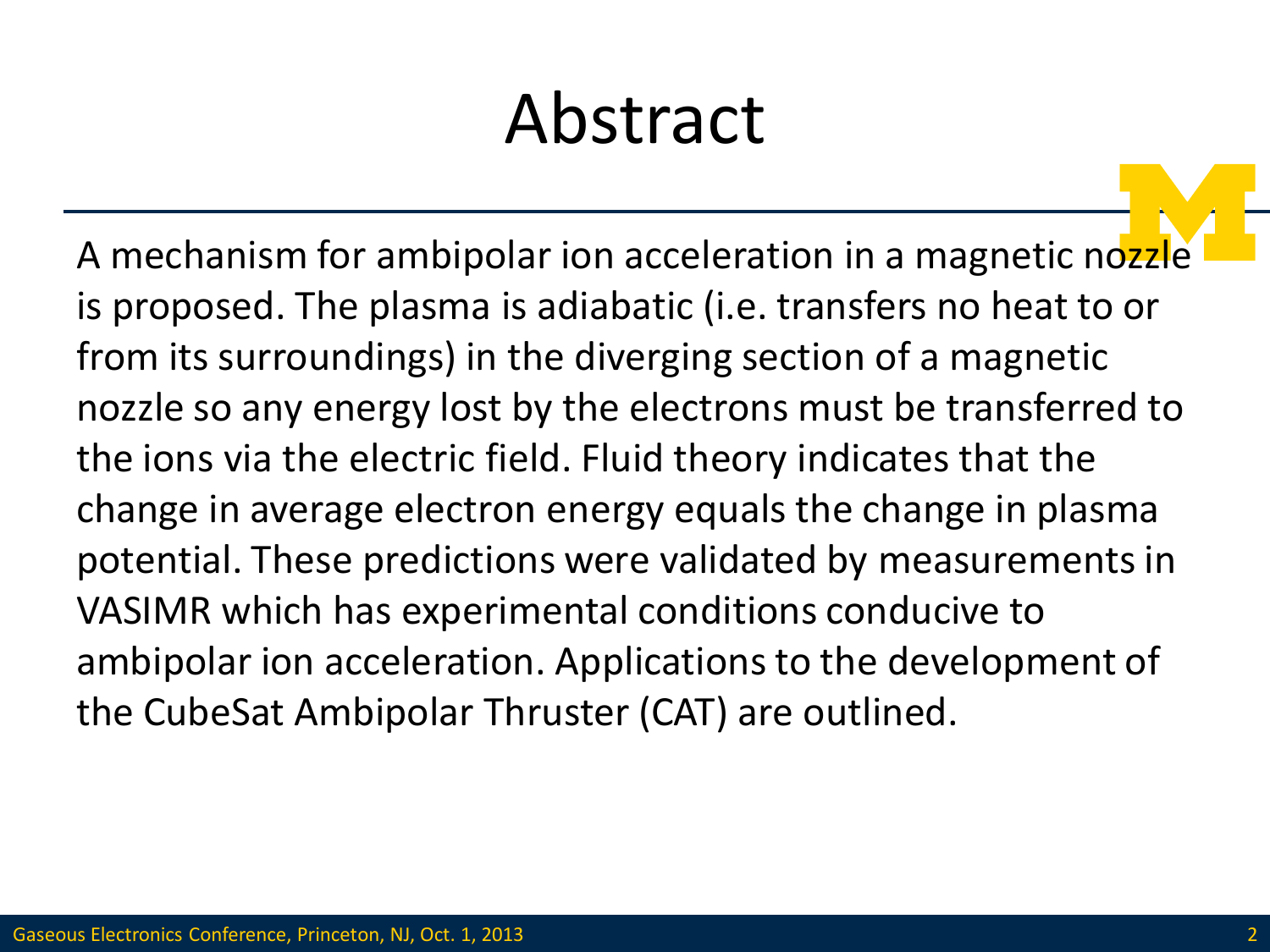# Abstract

A mechanism for ambipolar ion acceleration in a magnetic nozzle is proposed. The plasma is adiabatic (i.e. transfers no heat to or from its surroundings) in the diverging section of a magnetic nozzle so any energy lost by the electrons must be transferred to the ions via the electric field. Fluid theory indicates that the change in average electron energy equals the change in plasma potential. These predictions were validated by measurements in VASIMR which has experimental conditions conducive to ambipolar ion acceleration. Applications to the development of the CubeSat Ambipolar Thruster (CAT) are outlined.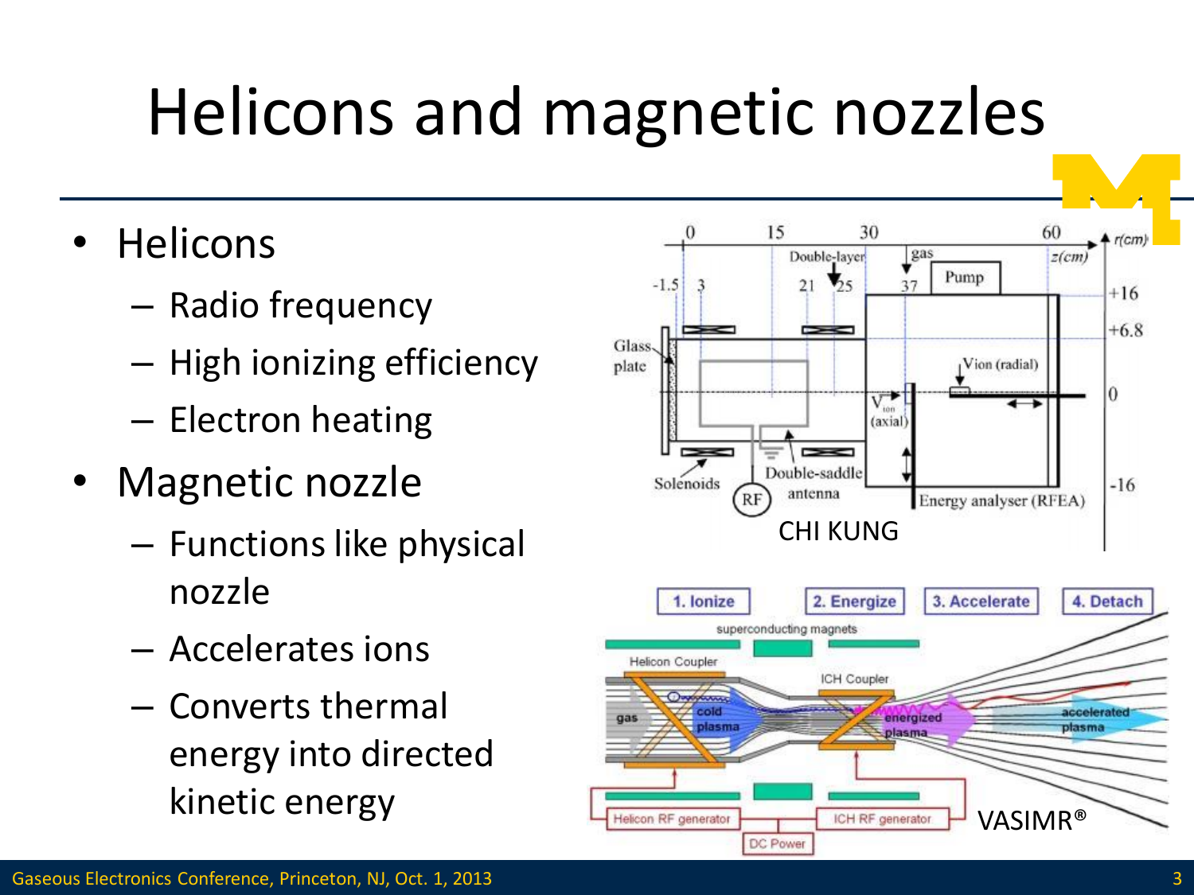# Helicons and magnetic nozzles

- Helicons
  - Radio frequency
  - High ionizing efficiency
  - Electron heating
- Magnetic nozzle
  - Functions like physical nozzle
  - Accelerates ions
  - Converts thermal energy into directed kinetic energy

CHI KUNG

VASIMR®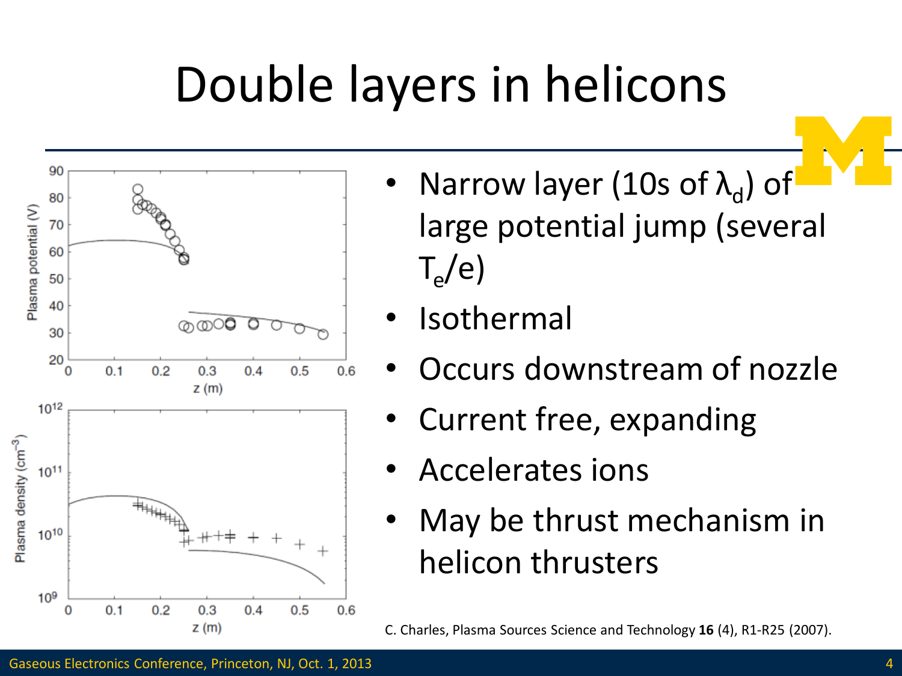# Double layers in helicons

- Narrow layer (10s of $\lambda_d$) of large potential jump (several $T_e/e$)
- Isothermal
- Occurs downstream of nozzle
- Current free, expanding
- Accelerates ions
- May be thrust mechanism in helicon thrusters

C. Charles, Plasma Sources Science and Technology **16** (4), R1-R25 (2007).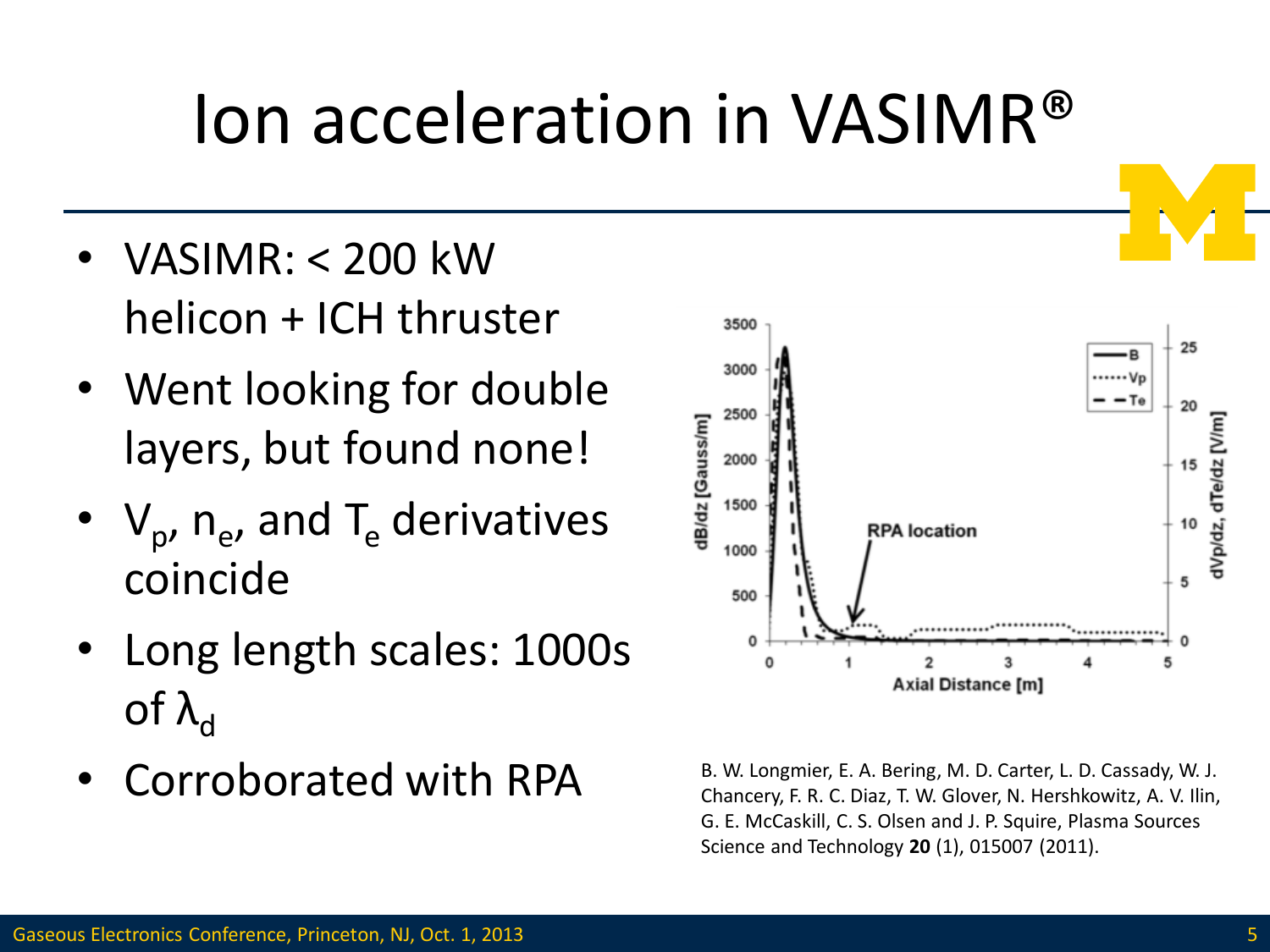# Ion acceleration in VASIMR®

- VASIMR: < 200 kW helicon + ICH thruster
- Went looking for double layers, but found none!
- $V_p$, $n_e$, and $T_e$ derivatives coincide
- Long length scales: 1000s of $\lambda_d$
- Corroborated with RPA

B. W. Longmier, E. A. Bering, M. D. Carter, L. D. Cassady, W. J. Chancery, F. R. C. Diaz, T. W. Glover, N. Hershkowitz, A. V. Ilin, G. E. McCaskill, C. S. Olsen and J. P. Squire, Plasma Sources Science and Technology **20** (1), 015007 (2011).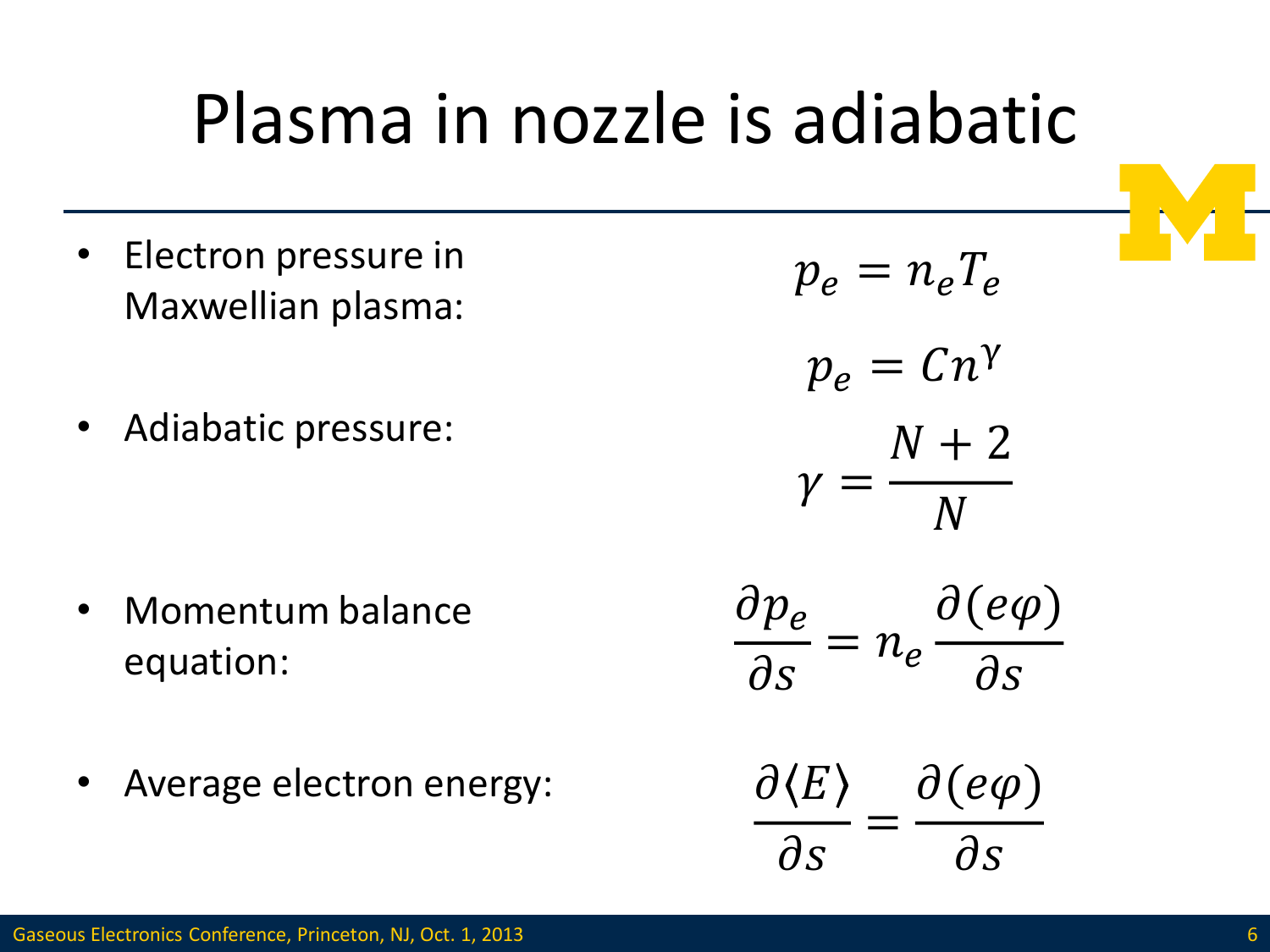# Plasma in nozzle is adiabatic

- Electron pressure in Maxwellian plasma:

$$p_e = n_e T_e$$

$$p_e = C n^{\gamma}$$

- Adiabatic pressure:

$$\gamma = \frac{N+2}{N}$$

- Momentum balance equation:

$$\frac{\partial p_e}{\partial s} = n_e \frac{\partial (e\varphi)}{\partial s}$$

- Average electron energy:

$$\frac{\partial \langle E \rangle}{\partial s} = \frac{\partial (e\varphi)}{\partial s}$$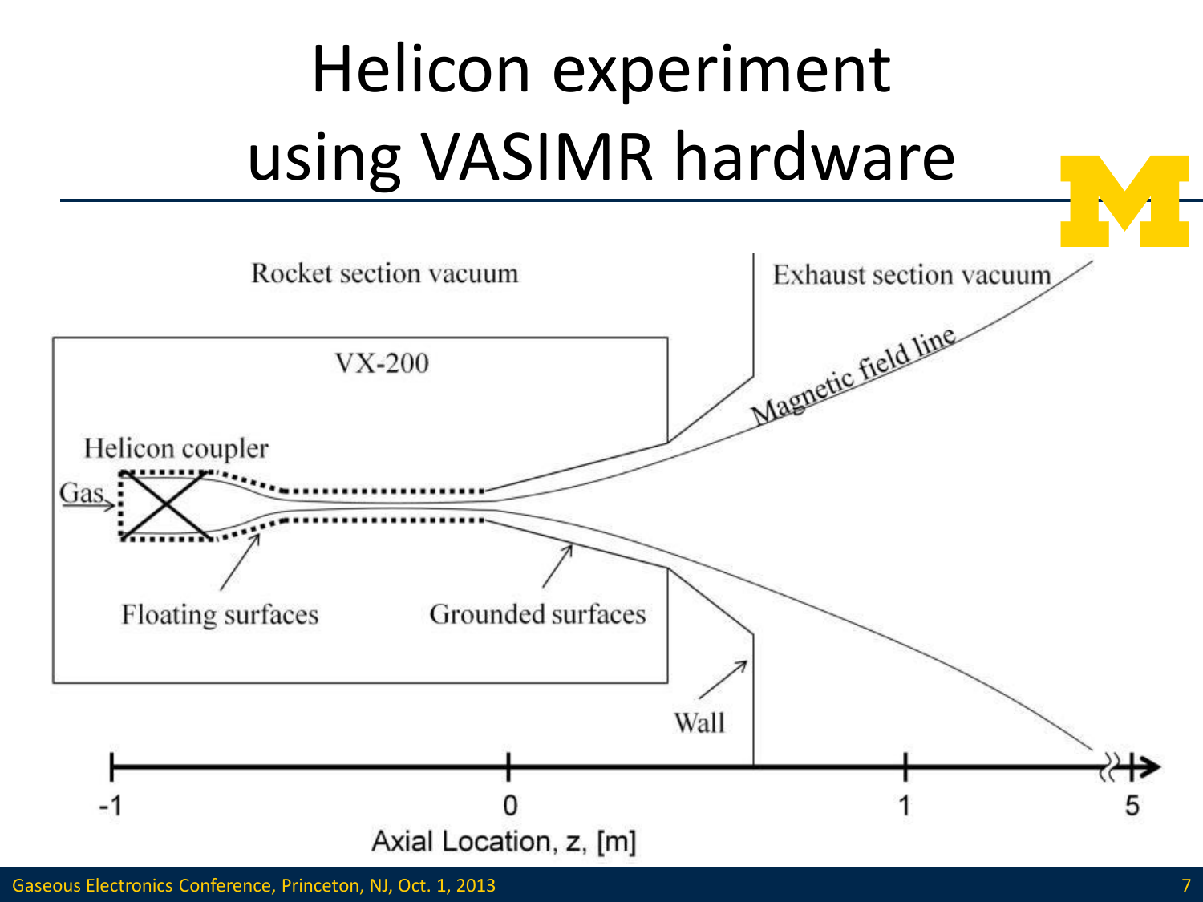# Helicon experiment using VASIMR hardware

Rocket section vacuum

Exhaust section vacuum

VX-200

Helicon coupler

Gas

Magnetic field line

Floating surfaces

Grounded surfaces

Wall

-1 0 1 5

Axial Location, z, [m]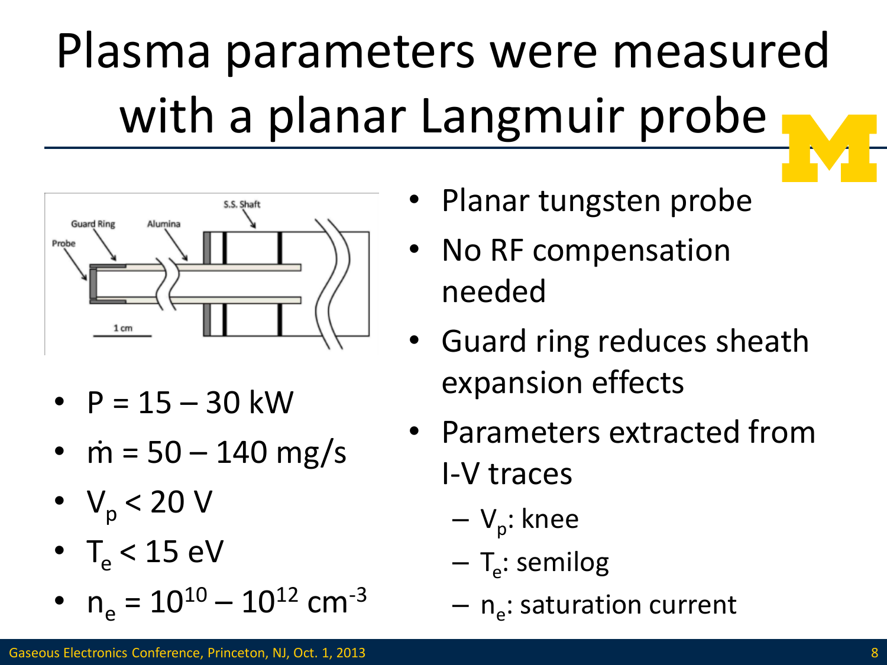# Plasma parameters were measured with a planar Langmuir probe

- $P = 15 – 30$ kW
- $\dot{m} = 50 – 140$ mg/s
- $V_p < 20$ V
- $T_e < 15$ eV
- $n_e = 10^{10} – 10^{12}$ cm$^{-3}$

- Planar tungsten probe
- No RF compensation needed
- Guard ring reduces sheath expansion effects
- Parameters extracted from I-V traces
  - $V_p$: knee
  - $T_e$: semilog
  - $n_e$: saturation current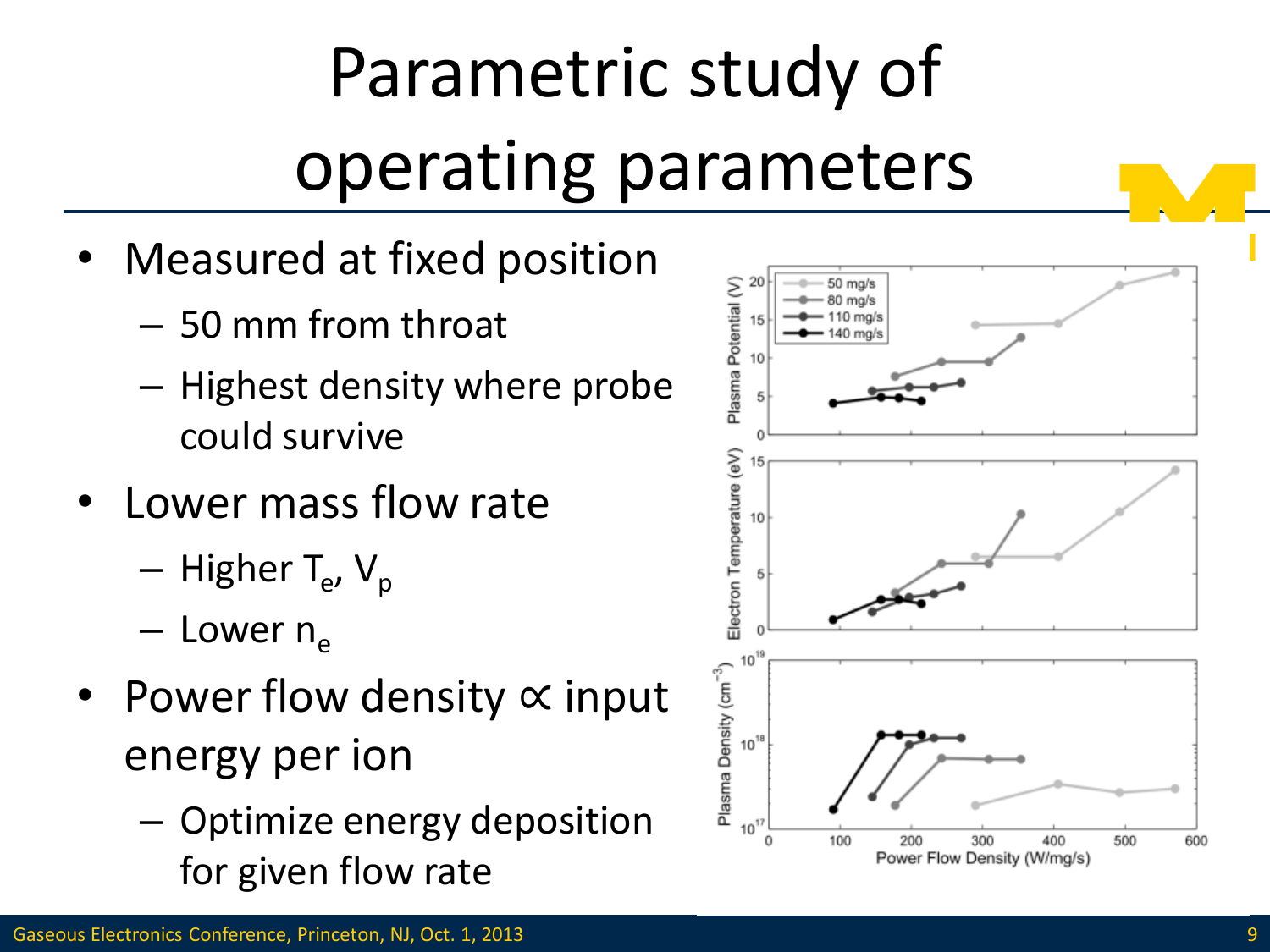# Parametric study of operating parameters

- Measured at fixed position
  - 50 mm from throat
  - Highest density where probe could survive
- Lower mass flow rate
  - Higher $T_e$, $V_p$
  - Lower $n_e$
- Power flow density ∝ input energy per ion
  - Optimize energy deposition for given flow rate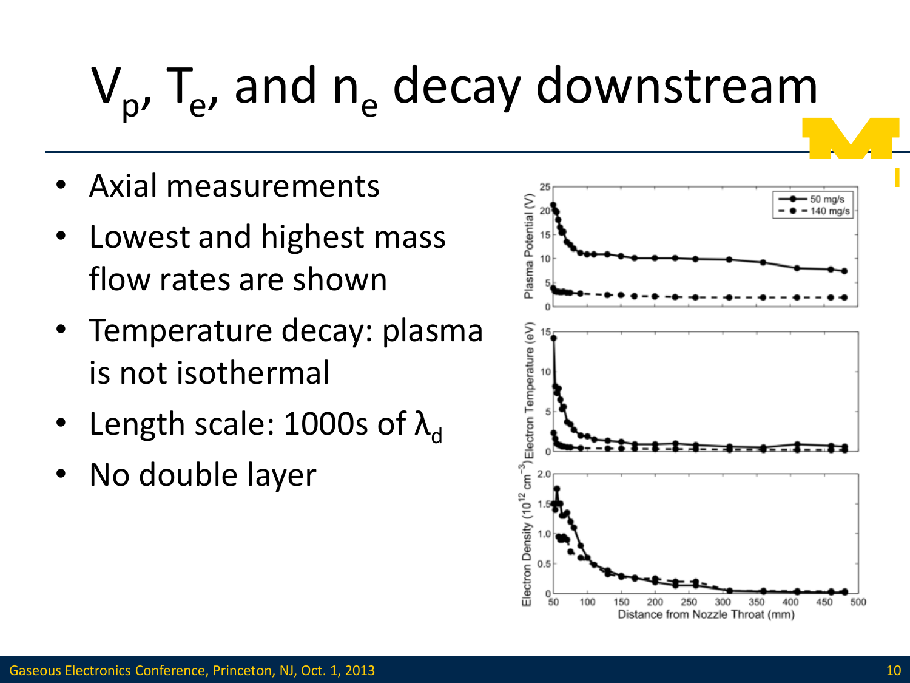# $V_p$, $T_e$, and $n_e$ decay downstream

- Axial measurements
- Lowest and highest mass flow rates are shown
- Temperature decay: plasma is not isothermal
- Length scale: 1000s of $\lambda_d$
- No double layer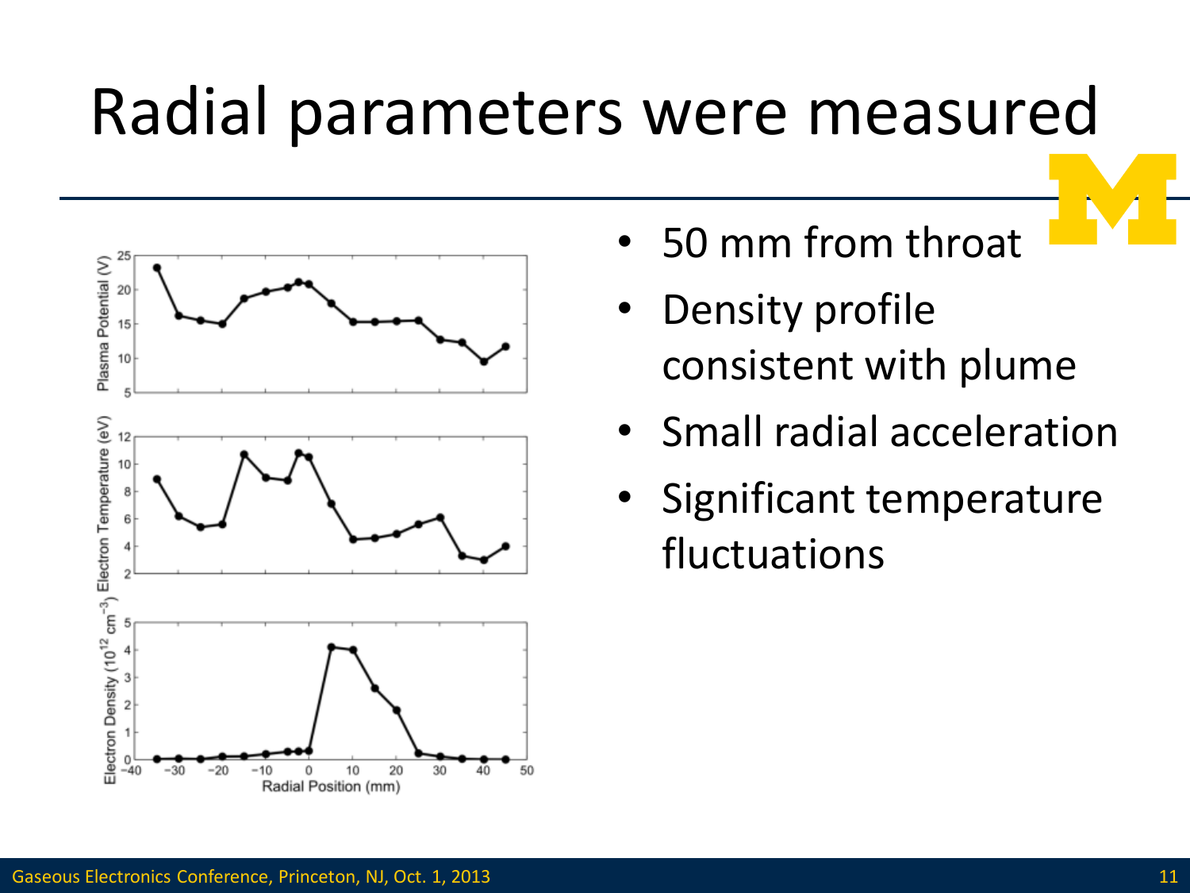# Radial parameters were measured

- 50 mm from throat
- Density profile consistent with plume
- Small radial acceleration
- Significant temperature fluctuations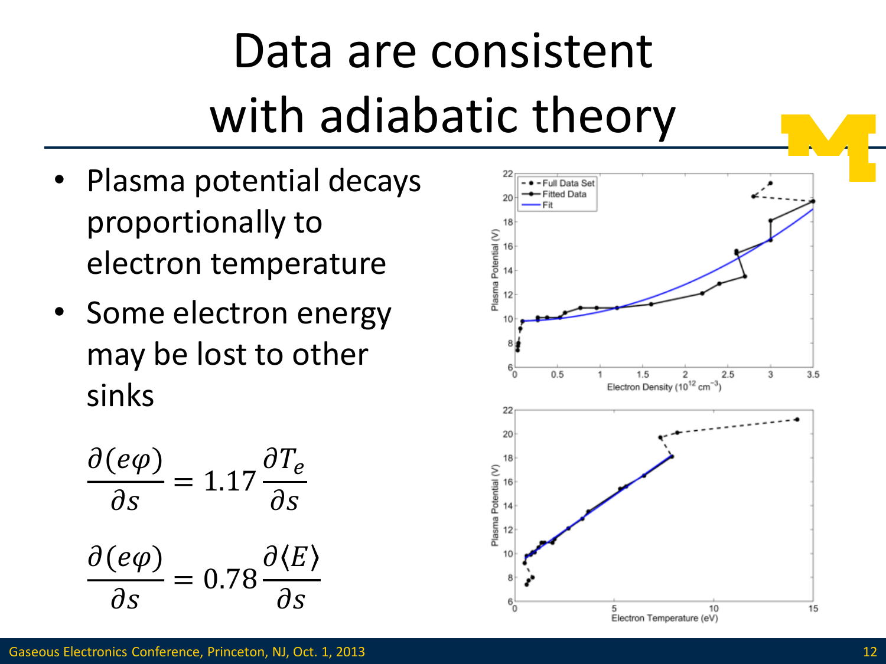# Data are consistent with adiabatic theory

- Plasma potential decays proportionally to electron temperature
- Some electron energy may be lost to other sinks

$$\frac{\partial(e\varphi)}{\partial s} = 1.17\,\frac{\partial T_e}{\partial s}$$

$$\frac{\partial(e\varphi)}{\partial s} = 0.78\,\frac{\partial\langle E\rangle}{\partial s}$$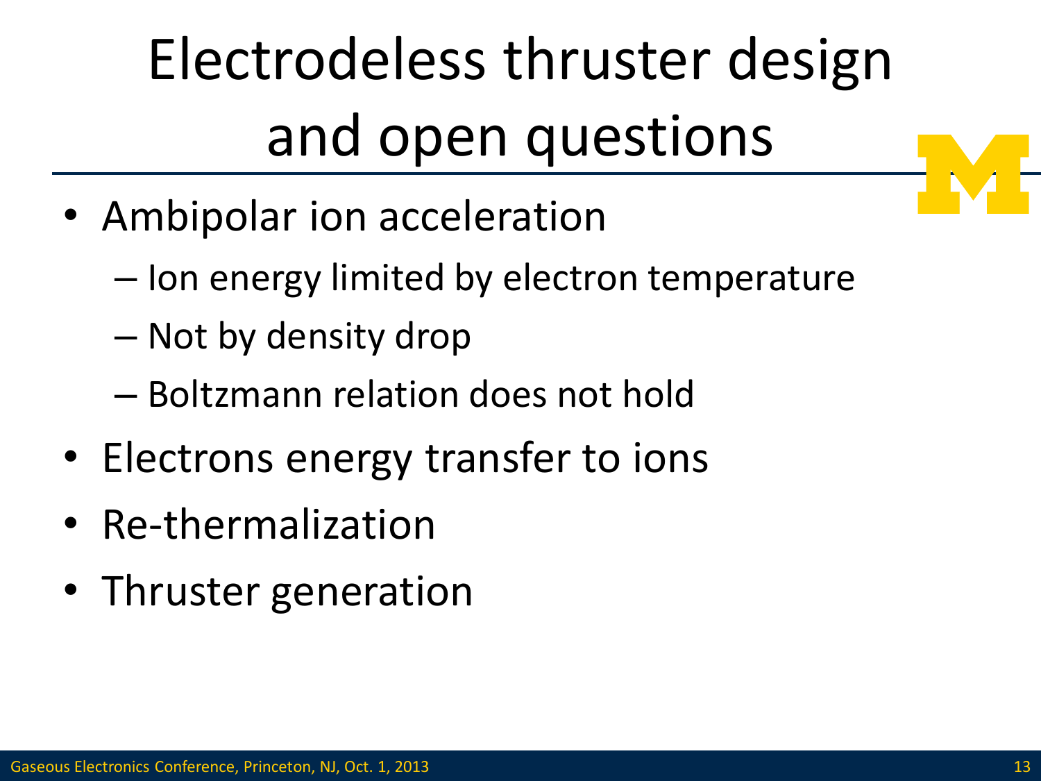# Electrodeless thruster design and open questions

- Ambipolar ion acceleration
  - Ion energy limited by electron temperature
  - Not by density drop
  - Boltzmann relation does not hold
- Electrons energy transfer to ions
- Re-thermalization
- Thruster generation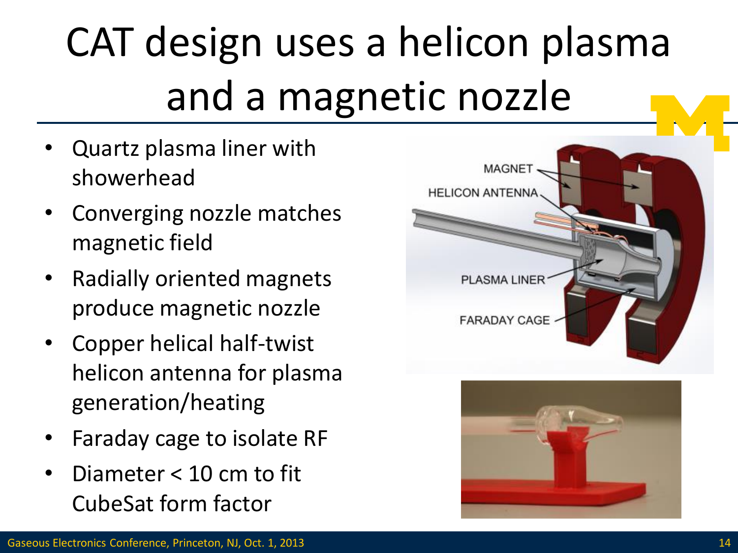# CAT design uses a helicon plasma and a magnetic nozzle

- Quartz plasma liner with showerhead
- Converging nozzle matches magnetic field
- Radially oriented magnets produce magnetic nozzle
- Copper helical half-twist helicon antenna for plasma generation/heating
- Faraday cage to isolate RF
- Diameter < 10 cm to fit CubeSat form factor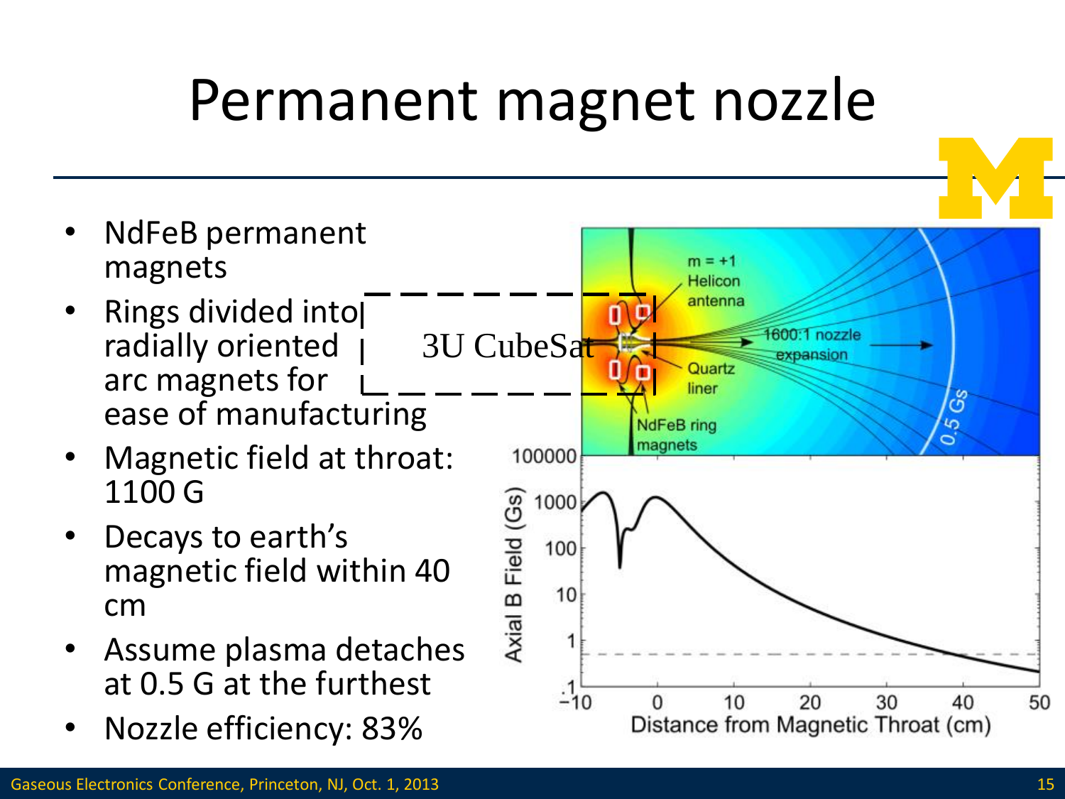# Permanent magnet nozzle

- NdFeB permanent magnets
- Rings divided into radially oriented arc magnets for ease of manufacturing
- Magnetic field at throat: 1100 G
- Decays to earth's magnetic field within 40 cm
- Assume plasma detaches at 0.5 G at the furthest
- Nozzle efficiency: 83%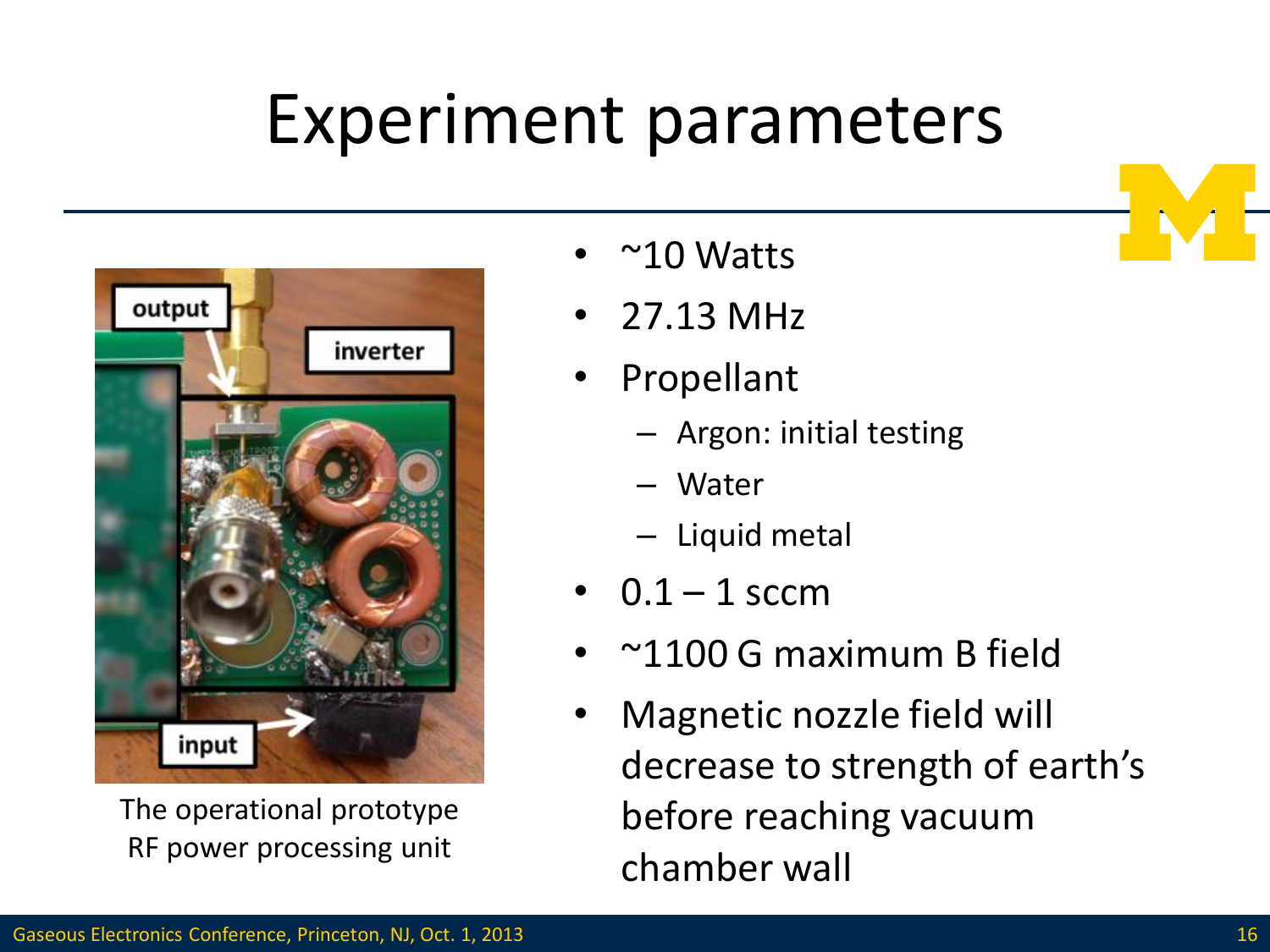# Experiment parameters

The operational prototype RF power processing unit

- ~10 Watts
- 27.13 MHz
- Propellant
  - Argon: initial testing
  - Water
  - Liquid metal
- 0.1 – 1 sccm
- ~1100 G maximum B field
- Magnetic nozzle field will decrease to strength of earth's before reaching vacuum chamber wall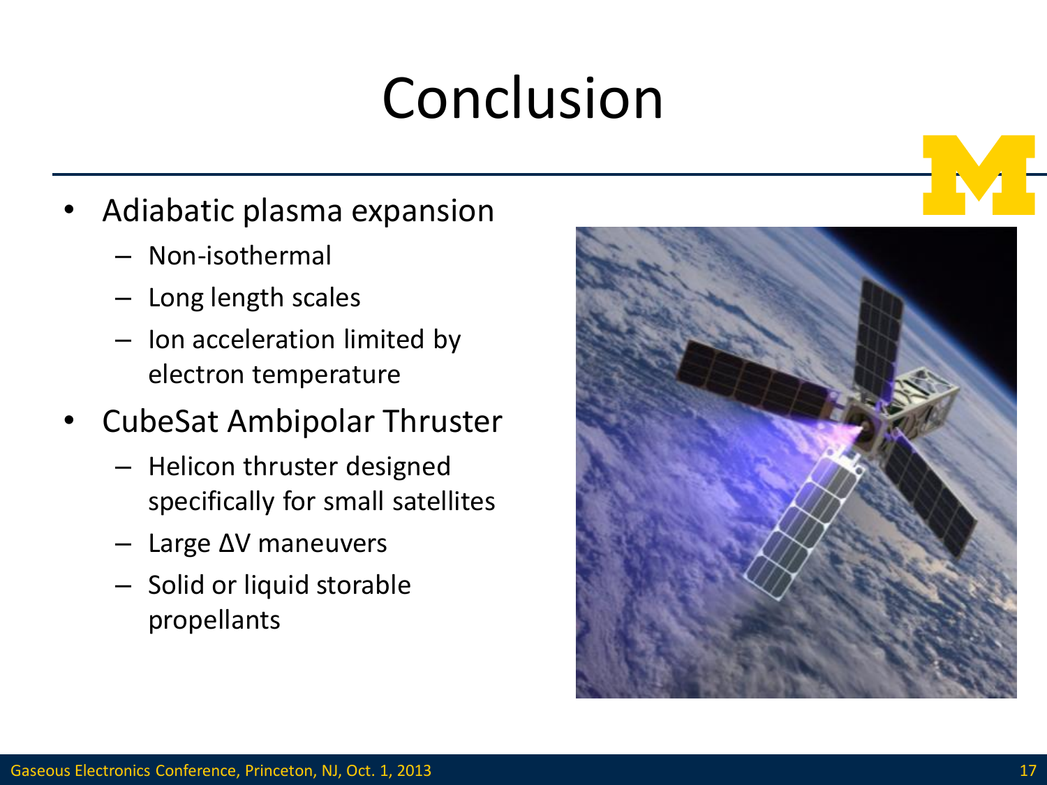# Conclusion

- Adiabatic plasma expansion
  - Non-isothermal
  - Long length scales
  - Ion acceleration limited by electron temperature
- CubeSat Ambipolar Thruster
  - Helicon thruster designed specifically for small satellites
  - Large ΔV maneuvers
  - Solid or liquid storable propellants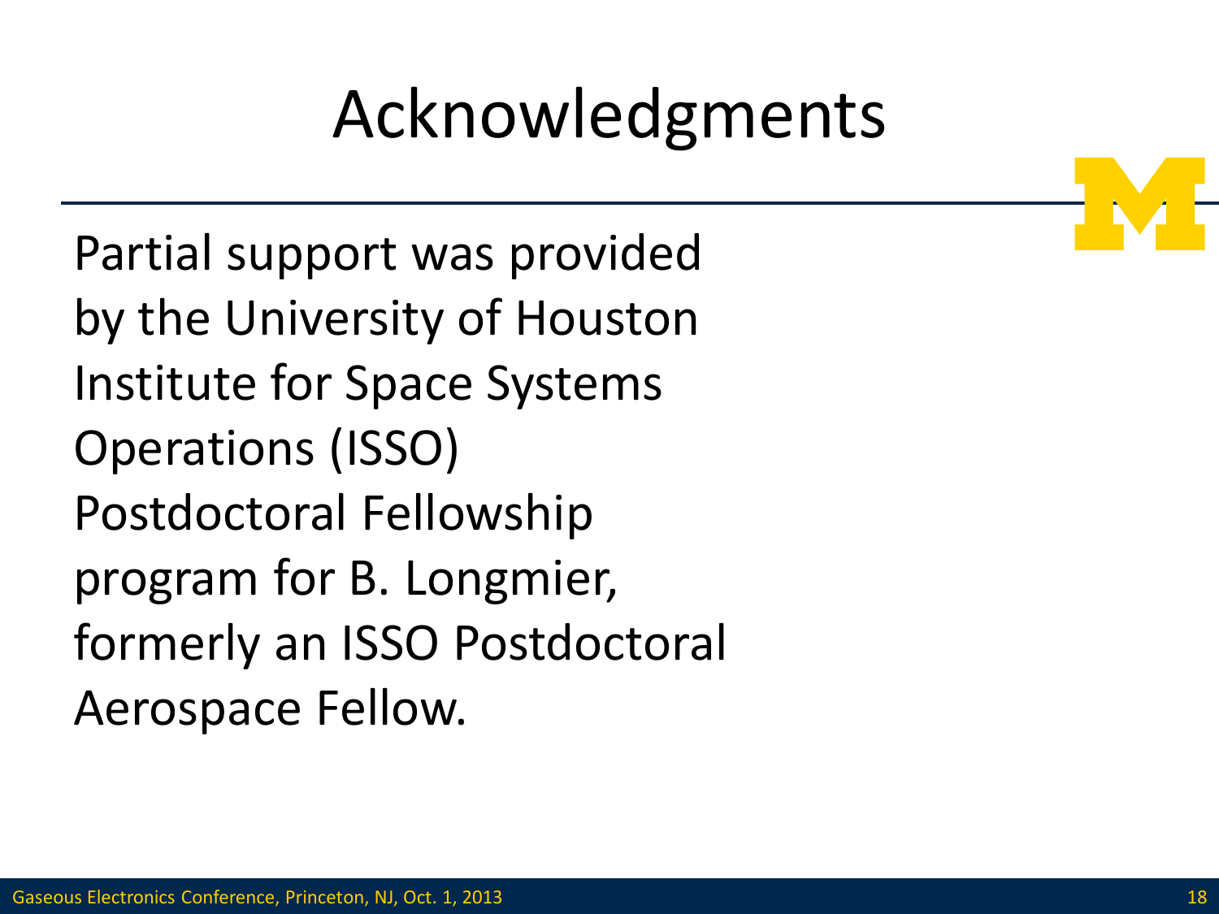# Acknowledgments

Partial support was provided by the University of Houston Institute for Space Systems Operations (ISSO) Postdoctoral Fellowship program for B. Longmier, formerly an ISSO Postdoctoral Aerospace Fellow.